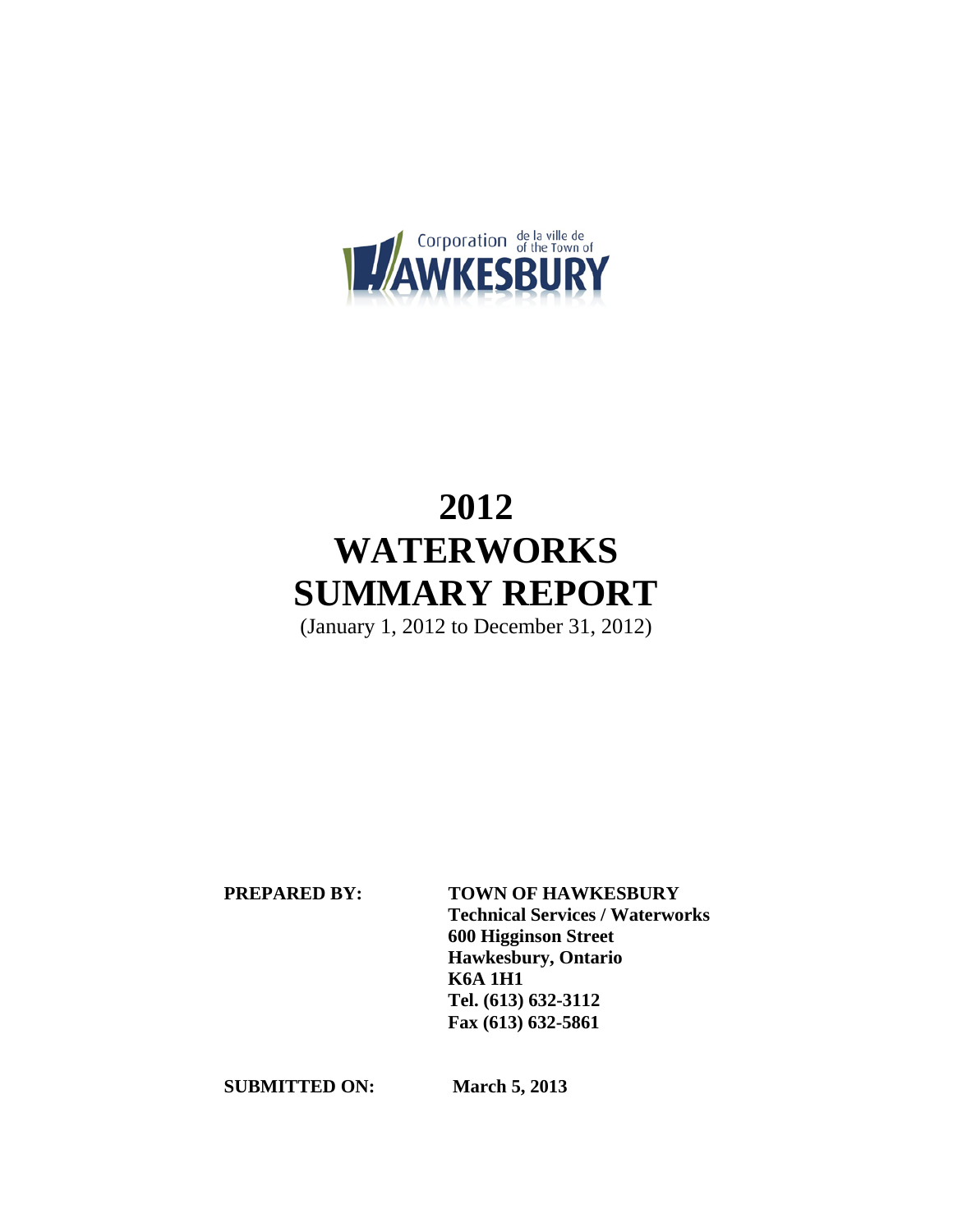Corporation de la ville de / of the Town of HAWKESBURY

# 2012
# WATERWORKS
# SUMMARY REPORT

(January 1, 2012 to December 31, 2012)

**PREPARED BY:** **TOWN OF HAWKESBURY**
**Technical Services / Waterworks**
**600 Higginson Street**
**Hawkesbury, Ontario**
**K6A 1H1**
**Tel. (613) 632-3112**
**Fax (613) 632-5861**

**SUBMITTED ON:** **March 5, 2013**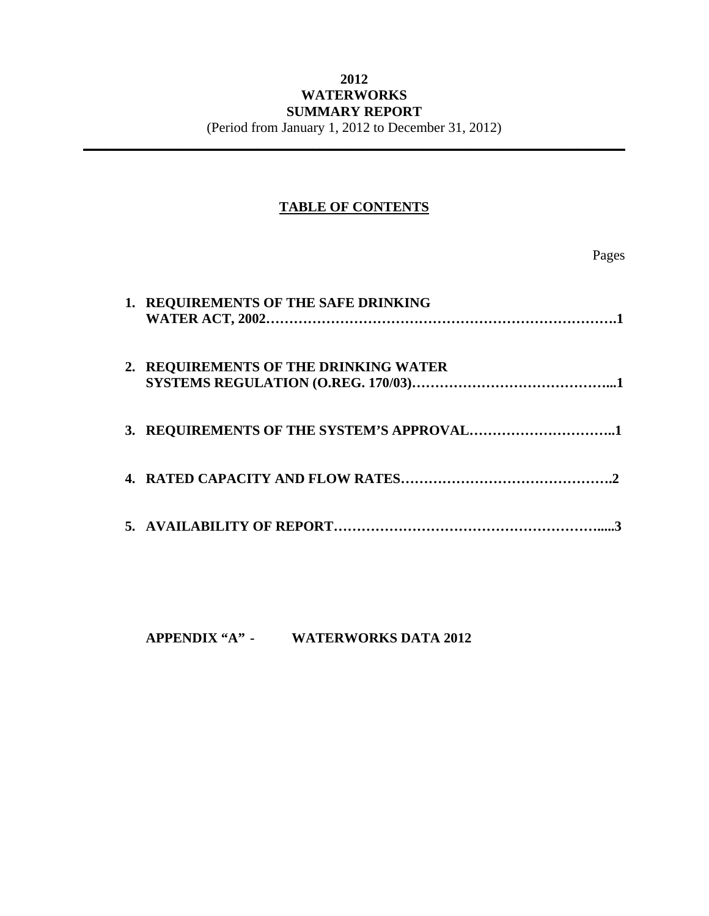**2012**
**WATERWORKS**
**SUMMARY REPORT**
(Period from January 1, 2012 to December 31, 2012)

---

## TABLE OF CONTENTS

| | Pages |
|---|---|
| **1. REQUIREMENTS OF THE SAFE DRINKING WATER ACT, 2002** | **1** |
| **2. REQUIREMENTS OF THE DRINKING WATER SYSTEMS REGULATION (O.REG. 170/03)** | **1** |
| **3. REQUIREMENTS OF THE SYSTEM'S APPROVAL** | **1** |
| **4. RATED CAPACITY AND FLOW RATES** | **2** |
| **5. AVAILABILITY OF REPORT** | **3** |

**APPENDIX "A" - WATERWORKS DATA 2012**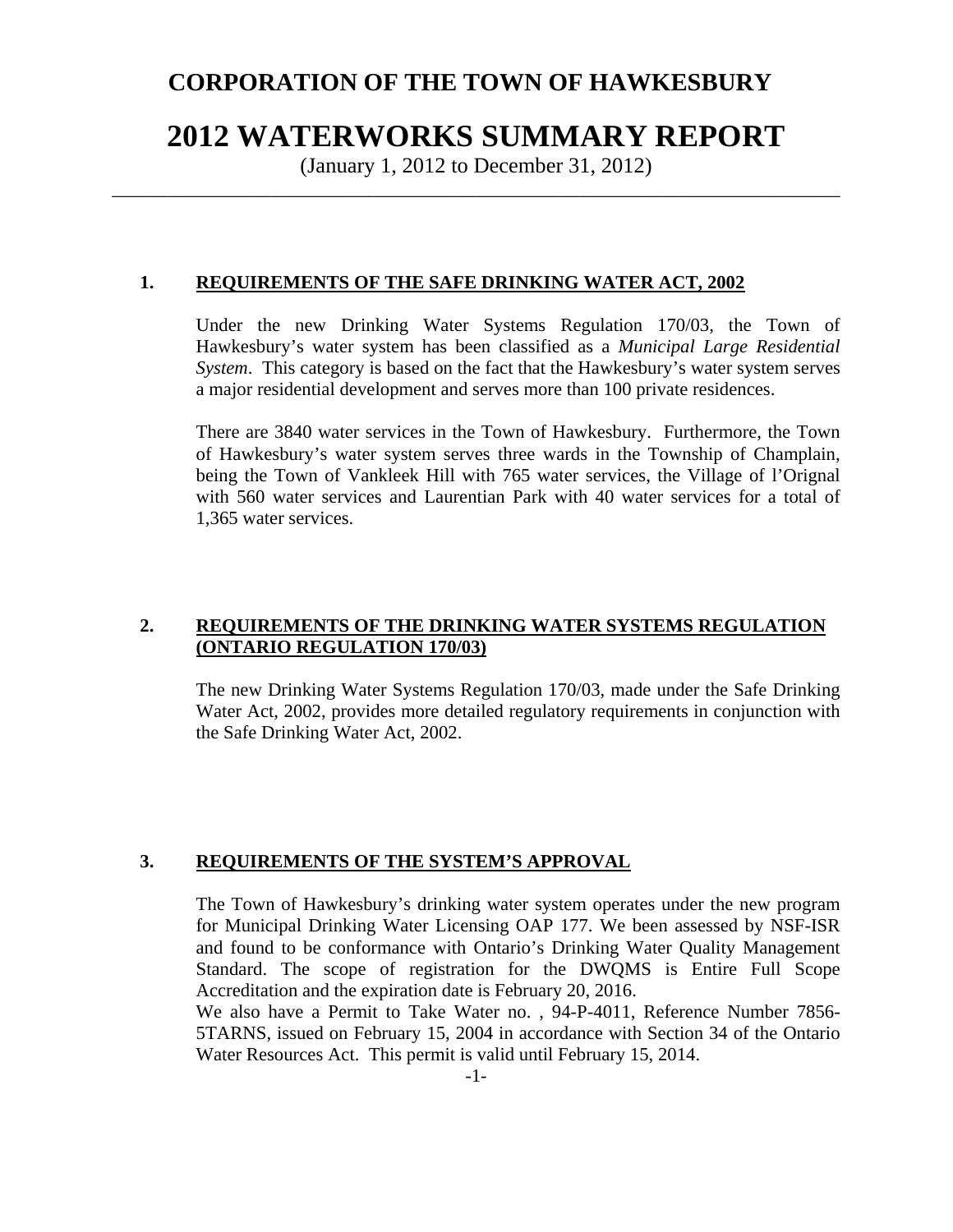# CORPORATION OF THE TOWN OF HAWKESBURY

# 2012 WATERWORKS SUMMARY REPORT

(January 1, 2012 to December 31, 2012)

---

## 1. REQUIREMENTS OF THE SAFE DRINKING WATER ACT, 2002

Under the new Drinking Water Systems Regulation 170/03, the Town of Hawkesbury's water system has been classified as a *Municipal Large Residential System*. This category is based on the fact that the Hawkesbury's water system serves a major residential development and serves more than 100 private residences.

There are 3840 water services in the Town of Hawkesbury. Furthermore, the Town of Hawkesbury's water system serves three wards in the Township of Champlain, being the Town of Vankleek Hill with 765 water services, the Village of l'Orignal with 560 water services and Laurentian Park with 40 water services for a total of 1,365 water services.

## 2. REQUIREMENTS OF THE DRINKING WATER SYSTEMS REGULATION (ONTARIO REGULATION 170/03)

The new Drinking Water Systems Regulation 170/03, made under the Safe Drinking Water Act, 2002, provides more detailed regulatory requirements in conjunction with the Safe Drinking Water Act, 2002.

## 3. REQUIREMENTS OF THE SYSTEM'S APPROVAL

The Town of Hawkesbury's drinking water system operates under the new program for Municipal Drinking Water Licensing OAP 177. We been assessed by NSF-ISR and found to be conformance with Ontario's Drinking Water Quality Management Standard. The scope of registration for the DWQMS is Entire Full Scope Accreditation and the expiration date is February 20, 2016.

We also have a Permit to Take Water no. , 94-P-4011, Reference Number 7856-5TARNS, issued on February 15, 2004 in accordance with Section 34 of the Ontario Water Resources Act. This permit is valid until February 15, 2014.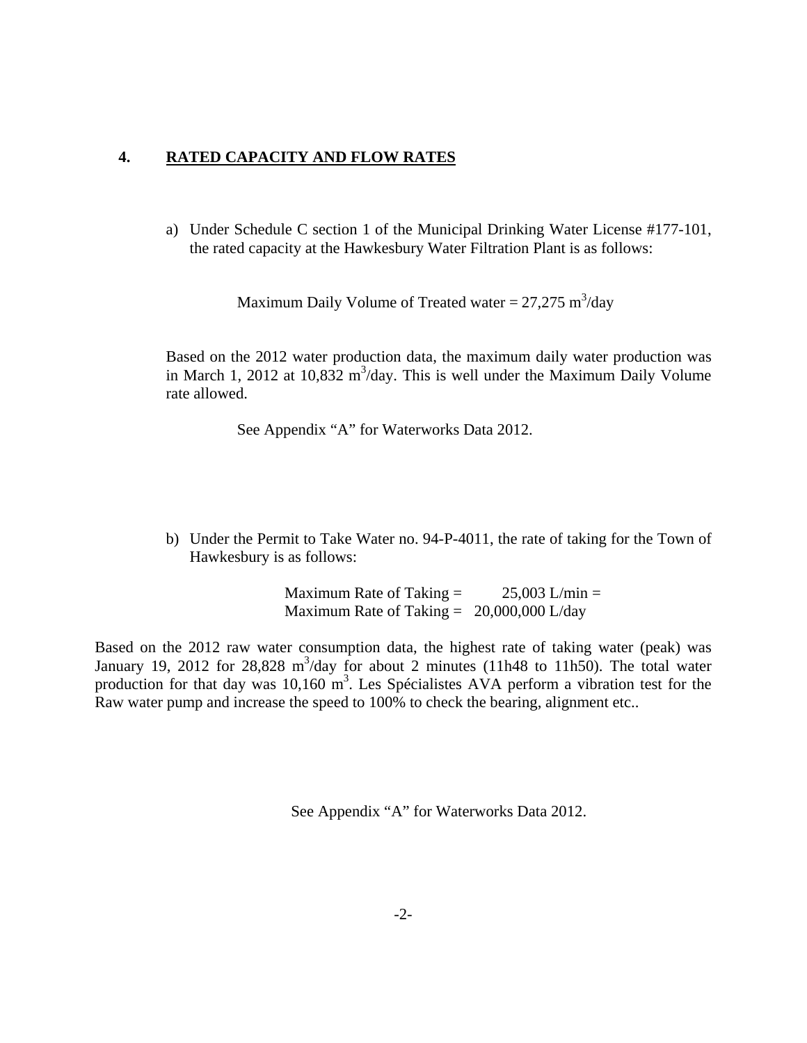## 4. RATED CAPACITY AND FLOW RATES

a) Under Schedule C section 1 of the Municipal Drinking Water License #177-101, the rated capacity at the Hawkesbury Water Filtration Plant is as follows:

Maximum Daily Volume of Treated water = 27,275 $m^3$/day

Based on the 2012 water production data, the maximum daily water production was in March 1, 2012 at 10,832 $m^3$/day. This is well under the Maximum Daily Volume rate allowed.

See Appendix "A" for Waterworks Data 2012.

b) Under the Permit to Take Water no. 94-P-4011, the rate of taking for the Town of Hawkesbury is as follows:

Maximum Rate of Taking = 25,003 L/min =
Maximum Rate of Taking = 20,000,000 L/day

Based on the 2012 raw water consumption data, the highest rate of taking water (peak) was January 19, 2012 for 28,828 $m^3$/day for about 2 minutes (11h48 to 11h50). The total water production for that day was 10,160 $m^3$. Les Spécialistes AVA perform a vibration test for the Raw water pump and increase the speed to 100% to check the bearing, alignment etc..

See Appendix "A" for Waterworks Data 2012.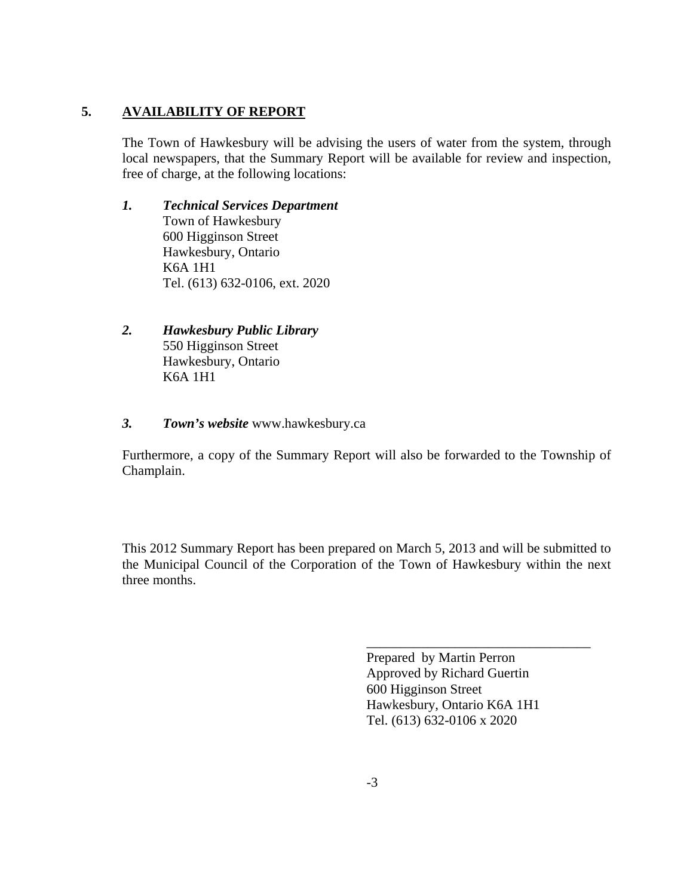## 5. AVAILABILITY OF REPORT

The Town of Hawkesbury will be advising the users of water from the system, through local newspapers, that the Summary Report will be available for review and inspection, free of charge, at the following locations:

1. ***Technical Services Department***
   Town of Hawkesbury
   600 Higginson Street
   Hawkesbury, Ontario
   K6A 1H1
   Tel. (613) 632-0106, ext. 2020

2. ***Hawkesbury Public Library***
   550 Higginson Street
   Hawkesbury, Ontario
   K6A 1H1

3. ***Town's website*** www.hawkesbury.ca

Furthermore, a copy of the Summary Report will also be forwarded to the Township of Champlain.

This 2012 Summary Report has been prepared on March 5, 2013 and will be submitted to the Municipal Council of the Corporation of the Town of Hawkesbury within the next three months.

\_\_\_\_\_\_\_\_\_\_\_\_\_\_\_\_\_\_\_\_\_\_\_\_\_\_\_\_\_\_\_\_\_\_

Prepared by Martin Perron
Approved by Richard Guertin
600 Higginson Street
Hawkesbury, Ontario K6A 1H1
Tel. (613) 632-0106 x 2020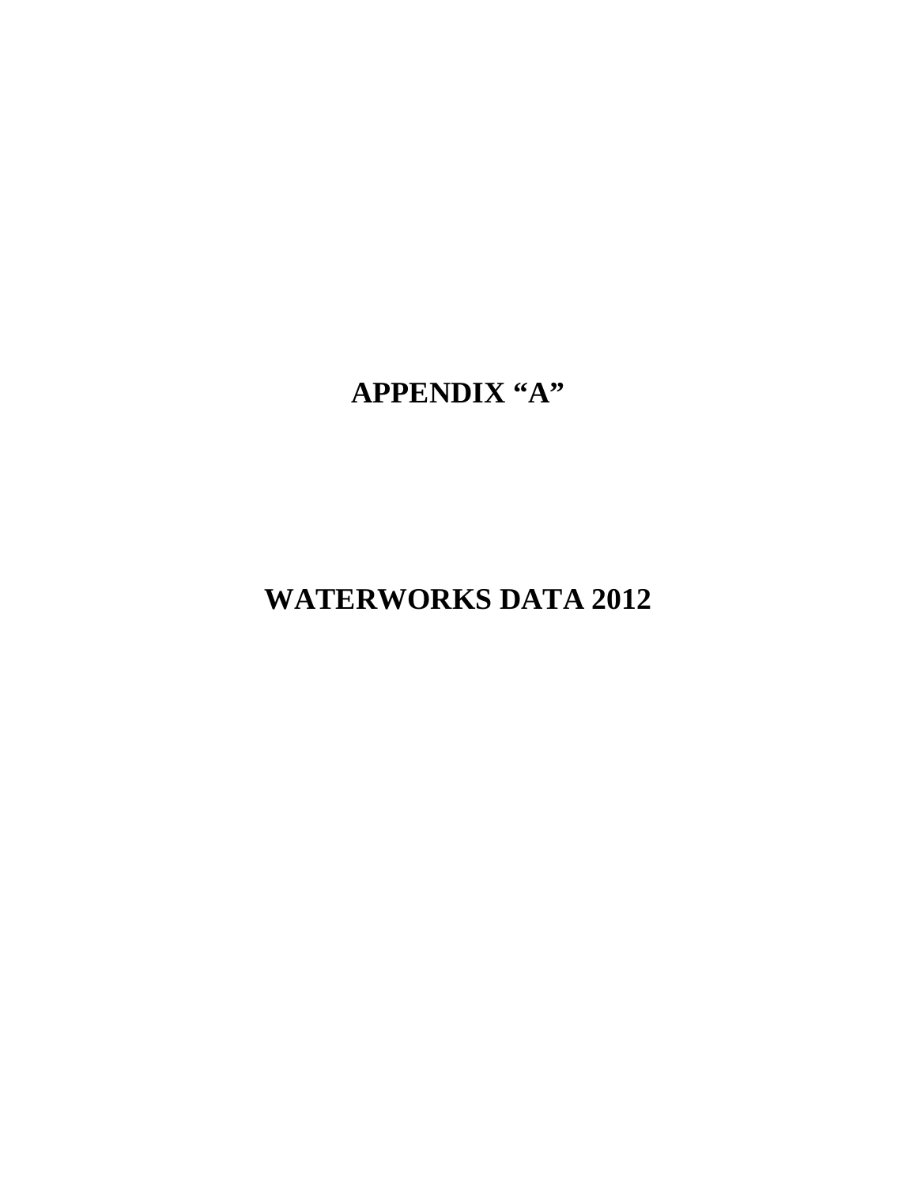# APPENDIX "A"

# WATERWORKS DATA 2012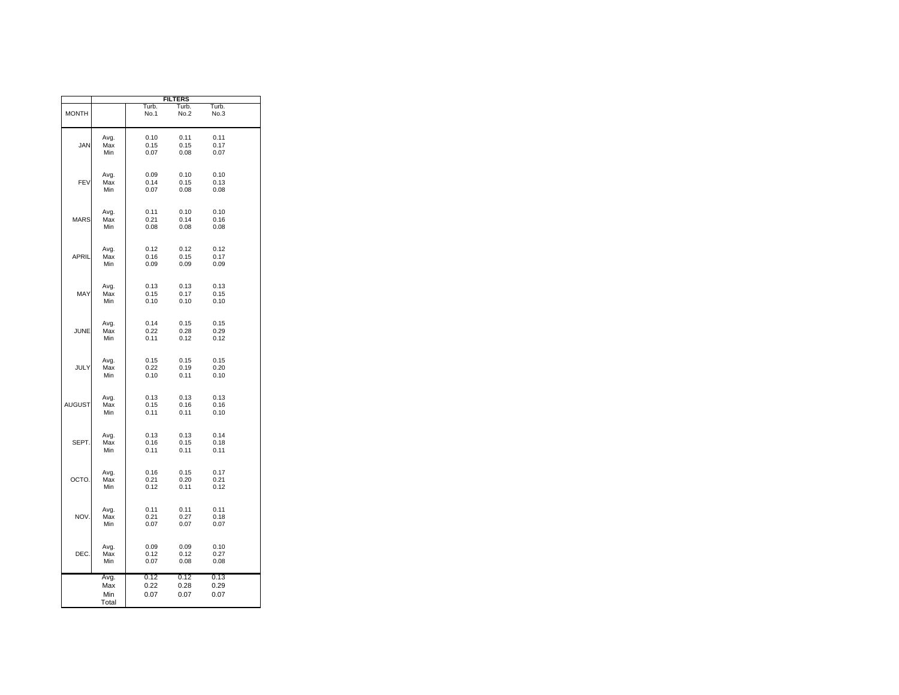| | | FILTERS | | |
|---|---|---|---|---|
| MONTH | | Turb. No.1 | Turb. No.2 | Turb. No.3 |
| JAN | Avg. | 0.10 | 0.11 | 0.11 |
| | Max | 0.15 | 0.15 | 0.17 |
| | Min | 0.07 | 0.08 | 0.07 |
| FEV | Avg. | 0.09 | 0.10 | 0.10 |
| | Max | 0.14 | 0.15 | 0.13 |
| | Min | 0.07 | 0.08 | 0.08 |
| MARS | Avg. | 0.11 | 0.10 | 0.10 |
| | Max | 0.21 | 0.14 | 0.16 |
| | Min | 0.08 | 0.08 | 0.08 |
| APRIL | Avg. | 0.12 | 0.12 | 0.12 |
| | Max | 0.16 | 0.15 | 0.17 |
| | Min | 0.09 | 0.09 | 0.09 |
| MAY | Avg. | 0.13 | 0.13 | 0.13 |
| | Max | 0.15 | 0.17 | 0.15 |
| | Min | 0.10 | 0.10 | 0.10 |
| JUNE | Avg. | 0.14 | 0.15 | 0.15 |
| | Max | 0.22 | 0.28 | 0.29 |
| | Min | 0.11 | 0.12 | 0.12 |
| JULY | Avg. | 0.15 | 0.15 | 0.15 |
| | Max | 0.22 | 0.19 | 0.20 |
| | Min | 0.10 | 0.11 | 0.10 |
| AUGUST | Avg. | 0.13 | 0.13 | 0.13 |
| | Max | 0.15 | 0.16 | 0.16 |
| | Min | 0.11 | 0.11 | 0.10 |
| SEPT. | Avg. | 0.13 | 0.13 | 0.14 |
| | Max | 0.16 | 0.15 | 0.18 |
| | Min | 0.11 | 0.11 | 0.11 |
| OCTO. | Avg. | 0.16 | 0.15 | 0.17 |
| | Max | 0.21 | 0.20 | 0.21 |
| | Min | 0.12 | 0.11 | 0.12 |
| NOV. | Avg. | 0.11 | 0.11 | 0.11 |
| | Max | 0.21 | 0.27 | 0.18 |
| | Min | 0.07 | 0.07 | 0.07 |
| DEC. | Avg. | 0.09 | 0.09 | 0.10 |
| | Max | 0.12 | 0.12 | 0.27 |
| | Min | 0.07 | 0.08 | 0.08 |
| | Avg. | 0.12 | 0.12 | 0.13 |
| | Max | 0.22 | 0.28 | 0.29 |
| | Min | 0.07 | 0.07 | 0.07 |
| | Total | | | |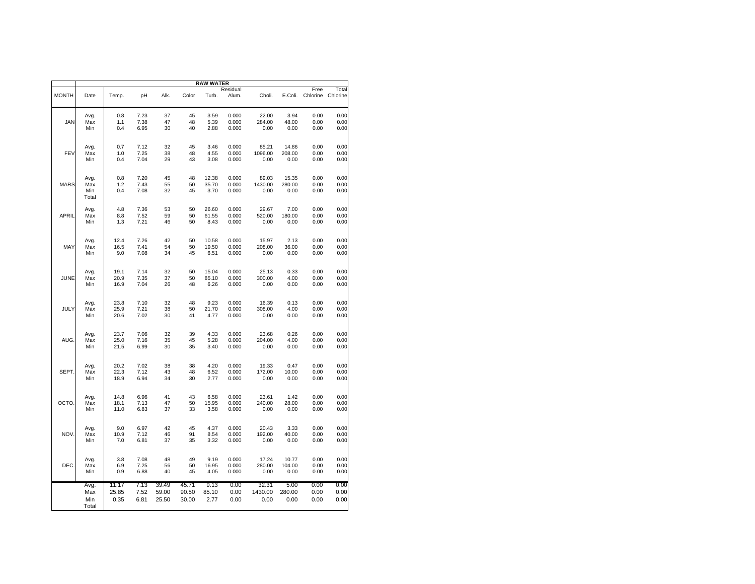| MONTH | Date | Temp. | pH | Alk. | Color | Turb. | Residual Alum. | Choli. | E.Coli. | Free Chlorine | Total Chlorine |
|---|---|---|---|---|---|---|---|---|---|---|---|
| | | | | | | **RAW WATER** | | | | | |
| | Avg. | 0.8 | 7.23 | 37 | 45 | 3.59 | 0.000 | 22.00 | 3.94 | 0.00 | 0.00 |
| JAN | Max | 1.1 | 7.38 | 47 | 48 | 5.39 | 0.000 | 284.00 | 48.00 | 0.00 | 0.00 |
| | Min | 0.4 | 6.95 | 30 | 40 | 2.88 | 0.000 | 0.00 | 0.00 | 0.00 | 0.00 |
| | Avg. | 0.7 | 7.12 | 32 | 45 | 3.46 | 0.000 | 85.21 | 14.86 | 0.00 | 0.00 |
| FEV | Max | 1.0 | 7.25 | 38 | 48 | 4.55 | 0.000 | 1096.00 | 208.00 | 0.00 | 0.00 |
| | Min | 0.4 | 7.04 | 29 | 43 | 3.08 | 0.000 | 0.00 | 0.00 | 0.00 | 0.00 |
| | Avg. | 0.8 | 7.20 | 45 | 48 | 12.38 | 0.000 | 89.03 | 15.35 | 0.00 | 0.00 |
| MARS | Max | 1.2 | 7.43 | 55 | 50 | 35.70 | 0.000 | 1430.00 | 280.00 | 0.00 | 0.00 |
| | Min | 0.4 | 7.08 | 32 | 45 | 3.70 | 0.000 | 0.00 | 0.00 | 0.00 | 0.00 |
| | Total | | | | | | | | | | |
| | Avg. | 4.8 | 7.36 | 53 | 50 | 26.60 | 0.000 | 29.67 | 7.00 | 0.00 | 0.00 |
| APRIL | Max | 8.8 | 7.52 | 59 | 50 | 61.55 | 0.000 | 520.00 | 180.00 | 0.00 | 0.00 |
| | Min | 1.3 | 7.21 | 46 | 50 | 8.43 | 0.000 | 0.00 | 0.00 | 0.00 | 0.00 |
| | Avg. | 12.4 | 7.26 | 42 | 50 | 10.58 | 0.000 | 15.97 | 2.13 | 0.00 | 0.00 |
| MAY | Max | 16.5 | 7.41 | 54 | 50 | 19.50 | 0.000 | 208.00 | 36.00 | 0.00 | 0.00 |
| | Min | 9.0 | 7.08 | 34 | 45 | 6.51 | 0.000 | 0.00 | 0.00 | 0.00 | 0.00 |
| | Avg. | 19.1 | 7.14 | 32 | 50 | 15.04 | 0.000 | 25.13 | 0.33 | 0.00 | 0.00 |
| JUNE | Max | 20.9 | 7.35 | 37 | 50 | 85.10 | 0.000 | 300.00 | 4.00 | 0.00 | 0.00 |
| | Min | 16.9 | 7.04 | 26 | 48 | 6.26 | 0.000 | 0.00 | 0.00 | 0.00 | 0.00 |
| | Avg. | 23.8 | 7.10 | 32 | 48 | 9.23 | 0.000 | 16.39 | 0.13 | 0.00 | 0.00 |
| JULY | Max | 25.9 | 7.21 | 38 | 50 | 21.70 | 0.000 | 308.00 | 4.00 | 0.00 | 0.00 |
| | Min | 20.6 | 7.02 | 30 | 41 | 4.77 | 0.000 | 0.00 | 0.00 | 0.00 | 0.00 |
| | Avg. | 23.7 | 7.06 | 32 | 39 | 4.33 | 0.000 | 23.68 | 0.26 | 0.00 | 0.00 |
| AUG. | Max | 25.0 | 7.16 | 35 | 45 | 5.28 | 0.000 | 204.00 | 4.00 | 0.00 | 0.00 |
| | Min | 21.5 | 6.99 | 30 | 35 | 3.40 | 0.000 | 0.00 | 0.00 | 0.00 | 0.00 |
| | Avg. | 20.2 | 7.02 | 38 | 38 | 4.20 | 0.000 | 19.33 | 0.47 | 0.00 | 0.00 |
| SEPT. | Max | 22.3 | 7.12 | 43 | 48 | 6.52 | 0.000 | 172.00 | 10.00 | 0.00 | 0.00 |
| | Min | 18.9 | 6.94 | 34 | 30 | 2.77 | 0.000 | 0.00 | 0.00 | 0.00 | 0.00 |
| | Avg. | 14.8 | 6.96 | 41 | 43 | 6.58 | 0.000 | 23.61 | 1.42 | 0.00 | 0.00 |
| OCTO. | Max | 18.1 | 7.13 | 47 | 50 | 15.95 | 0.000 | 240.00 | 28.00 | 0.00 | 0.00 |
| | Min | 11.0 | 6.83 | 37 | 33 | 3.58 | 0.000 | 0.00 | 0.00 | 0.00 | 0.00 |
| | Avg. | 9.0 | 6.97 | 42 | 45 | 4.37 | 0.000 | 20.43 | 3.33 | 0.00 | 0.00 |
| NOV. | Max | 10.9 | 7.12 | 46 | 91 | 8.54 | 0.000 | 192.00 | 40.00 | 0.00 | 0.00 |
| | Min | 7.0 | 6.81 | 37 | 35 | 3.32 | 0.000 | 0.00 | 0.00 | 0.00 | 0.00 |
| | Avg. | 3.8 | 7.08 | 48 | 49 | 9.19 | 0.000 | 17.24 | 10.77 | 0.00 | 0.00 |
| DEC. | Max | 6.9 | 7.25 | 56 | 50 | 16.95 | 0.000 | 280.00 | 104.00 | 0.00 | 0.00 |
| | Min | 0.9 | 6.88 | 40 | 45 | 4.05 | 0.000 | 0.00 | 0.00 | 0.00 | 0.00 |
| | Avg. | 11.17 | 7.13 | 39.49 | 45.71 | 9.13 | 0.00 | 32.31 | 5.00 | 0.00 | 0.00 |
| | Max | 25.85 | 7.52 | 59.00 | 90.50 | 85.10 | 0.00 | 1430.00 | 280.00 | 0.00 | 0.00 |
| | Min | 0.35 | 6.81 | 25.50 | 30.00 | 2.77 | 0.00 | 0.00 | 0.00 | 0.00 | 0.00 |
| | Total | | | | | | | | | | |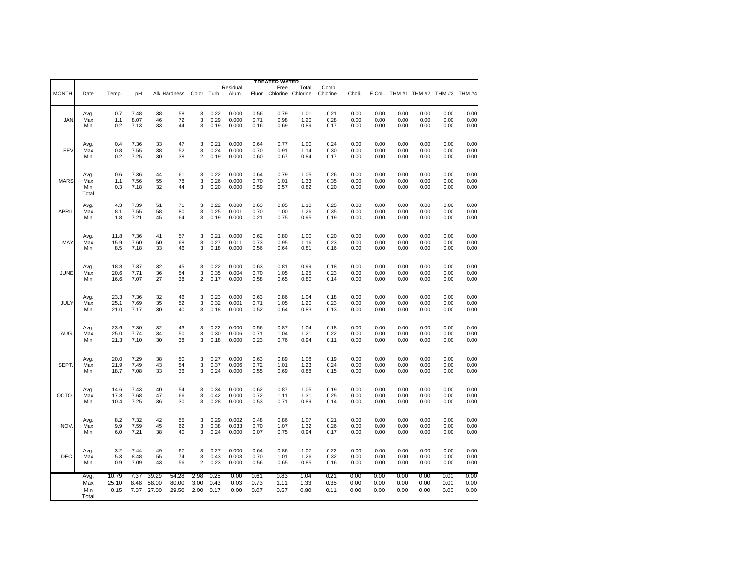| MONTH | Date | Temp. | pH | Alk. | Hardness | Color | Turb. | Residual Alum. | Fluor | Free Chlorine | Total Chlorine | Comb. Chlorine | Choli. | E.Coli. | THM #1 | THM #2 | THM #3 | THM #4 |
|---|---|---|---|---|---|---|---|---|---|---|---|---|---|---|---|---|---|---|
| | | | | | | | | | | TREATED WATER | | | | | | | | |
| | Avg. | 0.7 | 7.48 | 38 | 58 | 3 | 0.22 | 0.000 | 0.56 | 0.79 | 1.01 | 0.21 | 0.00 | 0.00 | 0.00 | 0.00 | 0.00 | 0.00 |
| JAN | Max | 1.1 | 8.07 | 46 | 72 | 3 | 0.29 | 0.000 | 0.71 | 0.98 | 1.20 | 0.28 | 0.00 | 0.00 | 0.00 | 0.00 | 0.00 | 0.00 |
| | Min | 0.2 | 7.13 | 33 | 44 | 3 | 0.19 | 0.000 | 0.16 | 0.69 | 0.89 | 0.17 | 0.00 | 0.00 | 0.00 | 0.00 | 0.00 | 0.00 |
| | Avg. | 0.4 | 7.36 | 33 | 47 | 3 | 0.21 | 0.000 | 0.64 | 0.77 | 1.00 | 0.24 | 0.00 | 0.00 | 0.00 | 0.00 | 0.00 | 0.00 |
| FEV | Max | 0.8 | 7.55 | 38 | 52 | 3 | 0.24 | 0.000 | 0.70 | 0.91 | 1.14 | 0.30 | 0.00 | 0.00 | 0.00 | 0.00 | 0.00 | 0.00 |
| | Min | 0.2 | 7.25 | 30 | 38 | 2 | 0.19 | 0.000 | 0.60 | 0.67 | 0.84 | 0.17 | 0.00 | 0.00 | 0.00 | 0.00 | 0.00 | 0.00 |
| | Avg. | 0.6 | 7.36 | 44 | 61 | 3 | 0.22 | 0.000 | 0.64 | 0.79 | 1.05 | 0.26 | 0.00 | 0.00 | 0.00 | 0.00 | 0.00 | 0.00 |
| MARS | Max | 1.1 | 7.56 | 55 | 78 | 3 | 0.26 | 0.000 | 0.70 | 1.01 | 1.33 | 0.35 | 0.00 | 0.00 | 0.00 | 0.00 | 0.00 | 0.00 |
| | Min | 0.3 | 7.18 | 32 | 44 | 3 | 0.20 | 0.000 | 0.59 | 0.57 | 0.82 | 0.20 | 0.00 | 0.00 | 0.00 | 0.00 | 0.00 | 0.00 |
| | Total | | | | | | | | | | | | | | | | | |
| | Avg. | 4.3 | 7.39 | 51 | 71 | 3 | 0.22 | 0.000 | 0.63 | 0.85 | 1.10 | 0.25 | 0.00 | 0.00 | 0.00 | 0.00 | 0.00 | 0.00 |
| APRIL | Max | 8.1 | 7.55 | 58 | 80 | 3 | 0.25 | 0.001 | 0.70 | 1.00 | 1.26 | 0.35 | 0.00 | 0.00 | 0.00 | 0.00 | 0.00 | 0.00 |
| | Min | 1.8 | 7.21 | 45 | 64 | 3 | 0.19 | 0.000 | 0.21 | 0.75 | 0.95 | 0.19 | 0.00 | 0.00 | 0.00 | 0.00 | 0.00 | 0.00 |
| | Avg. | 11.8 | 7.36 | 41 | 57 | 3 | 0.21 | 0.000 | 0.62 | 0.80 | 1.00 | 0.20 | 0.00 | 0.00 | 0.00 | 0.00 | 0.00 | 0.00 |
| MAY | Max | 15.9 | 7.60 | 50 | 68 | 3 | 0.27 | 0.011 | 0.73 | 0.95 | 1.16 | 0.23 | 0.00 | 0.00 | 0.00 | 0.00 | 0.00 | 0.00 |
| | Min | 8.5 | 7.18 | 33 | 46 | 3 | 0.18 | 0.000 | 0.56 | 0.64 | 0.81 | 0.16 | 0.00 | 0.00 | 0.00 | 0.00 | 0.00 | 0.00 |
| | Avg. | 18.8 | 7.37 | 32 | 45 | 3 | 0.22 | 0.000 | 0.63 | 0.81 | 0.99 | 0.18 | 0.00 | 0.00 | 0.00 | 0.00 | 0.00 | 0.00 |
| JUNE | Max | 20.6 | 7.71 | 36 | 54 | 3 | 0.35 | 0.004 | 0.70 | 1.05 | 1.25 | 0.23 | 0.00 | 0.00 | 0.00 | 0.00 | 0.00 | 0.00 |
| | Min | 16.6 | 7.07 | 27 | 38 | 2 | 0.17 | 0.000 | 0.58 | 0.65 | 0.80 | 0.14 | 0.00 | 0.00 | 0.00 | 0.00 | 0.00 | 0.00 |
| | Avg. | 23.3 | 7.36 | 32 | 46 | 3 | 0.23 | 0.000 | 0.63 | 0.86 | 1.04 | 0.18 | 0.00 | 0.00 | 0.00 | 0.00 | 0.00 | 0.00 |
| JULY | Max | 25.1 | 7.69 | 35 | 52 | 3 | 0.32 | 0.001 | 0.71 | 1.05 | 1.20 | 0.23 | 0.00 | 0.00 | 0.00 | 0.00 | 0.00 | 0.00 |
| | Min | 21.0 | 7.17 | 30 | 40 | 3 | 0.18 | 0.000 | 0.52 | 0.64 | 0.83 | 0.13 | 0.00 | 0.00 | 0.00 | 0.00 | 0.00 | 0.00 |
| | Avg. | 23.6 | 7.30 | 32 | 43 | 3 | 0.22 | 0.000 | 0.56 | 0.87 | 1.04 | 0.18 | 0.00 | 0.00 | 0.00 | 0.00 | 0.00 | 0.00 |
| AUG. | Max | 25.0 | 7.74 | 34 | 50 | 3 | 0.30 | 0.006 | 0.71 | 1.04 | 1.21 | 0.22 | 0.00 | 0.00 | 0.00 | 0.00 | 0.00 | 0.00 |
| | Min | 21.3 | 7.10 | 30 | 38 | 3 | 0.18 | 0.000 | 0.23 | 0.76 | 0.94 | 0.11 | 0.00 | 0.00 | 0.00 | 0.00 | 0.00 | 0.00 |
| | Avg. | 20.0 | 7.29 | 38 | 50 | 3 | 0.27 | 0.000 | 0.63 | 0.89 | 1.08 | 0.19 | 0.00 | 0.00 | 0.00 | 0.00 | 0.00 | 0.00 |
| SEPT. | Max | 21.9 | 7.49 | 43 | 54 | 3 | 0.37 | 0.006 | 0.72 | 1.01 | 1.23 | 0.24 | 0.00 | 0.00 | 0.00 | 0.00 | 0.00 | 0.00 |
| | Min | 18.7 | 7.08 | 33 | 36 | 3 | 0.24 | 0.000 | 0.55 | 0.69 | 0.88 | 0.15 | 0.00 | 0.00 | 0.00 | 0.00 | 0.00 | 0.00 |
| | Avg. | 14.6 | 7.43 | 40 | 54 | 3 | 0.34 | 0.000 | 0.62 | 0.87 | 1.05 | 0.19 | 0.00 | 0.00 | 0.00 | 0.00 | 0.00 | 0.00 |
| OCTO. | Max | 17.3 | 7.68 | 47 | 66 | 3 | 0.42 | 0.000 | 0.72 | 1.11 | 1.31 | 0.25 | 0.00 | 0.00 | 0.00 | 0.00 | 0.00 | 0.00 |
| | Min | 10.4 | 7.25 | 36 | 30 | 3 | 0.28 | 0.000 | 0.53 | 0.71 | 0.89 | 0.14 | 0.00 | 0.00 | 0.00 | 0.00 | 0.00 | 0.00 |
| | Avg. | 8.2 | 7.32 | 42 | 55 | 3 | 0.29 | 0.002 | 0.48 | 0.86 | 1.07 | 0.21 | 0.00 | 0.00 | 0.00 | 0.00 | 0.00 | 0.00 |
| NOV. | Max | 9.9 | 7.59 | 45 | 62 | 3 | 0.38 | 0.033 | 0.70 | 1.07 | 1.32 | 0.26 | 0.00 | 0.00 | 0.00 | 0.00 | 0.00 | 0.00 |
| | Min | 6.0 | 7.21 | 38 | 40 | 3 | 0.24 | 0.000 | 0.07 | 0.75 | 0.94 | 0.17 | 0.00 | 0.00 | 0.00 | 0.00 | 0.00 | 0.00 |
| | Avg. | 3.2 | 7.44 | 49 | 67 | 3 | 0.27 | 0.000 | 0.64 | 0.86 | 1.07 | 0.22 | 0.00 | 0.00 | 0.00 | 0.00 | 0.00 | 0.00 |
| DEC. | Max | 5.3 | 8.48 | 55 | 74 | 3 | 0.43 | 0.003 | 0.70 | 1.01 | 1.26 | 0.32 | 0.00 | 0.00 | 0.00 | 0.00 | 0.00 | 0.00 |
| | Min | 0.9 | 7.09 | 43 | 56 | 2 | 0.23 | 0.000 | 0.56 | 0.65 | 0.85 | 0.16 | 0.00 | 0.00 | 0.00 | 0.00 | 0.00 | 0.00 |
| | Avg. | 10.79 | 7.37 | 39.29 | 54.28 | 2.98 | 0.25 | 0.00 | 0.61 | 0.83 | 1.04 | 0.21 | 0.00 | 0.00 | 0.00 | 0.00 | 0.00 | 0.00 |
| | Max | 25.10 | 8.48 | 58.00 | 80.00 | 3.00 | 0.43 | 0.03 | 0.73 | 1.11 | 1.33 | 0.35 | 0.00 | 0.00 | 0.00 | 0.00 | 0.00 | 0.00 |
| | Min | 0.15 | 7.07 | 27.00 | 29.50 | 2.00 | 0.17 | 0.00 | 0.07 | 0.57 | 0.80 | 0.11 | 0.00 | 0.00 | 0.00 | 0.00 | 0.00 | 0.00 |
| | Total | | | | | | | | | | | | | | | | | |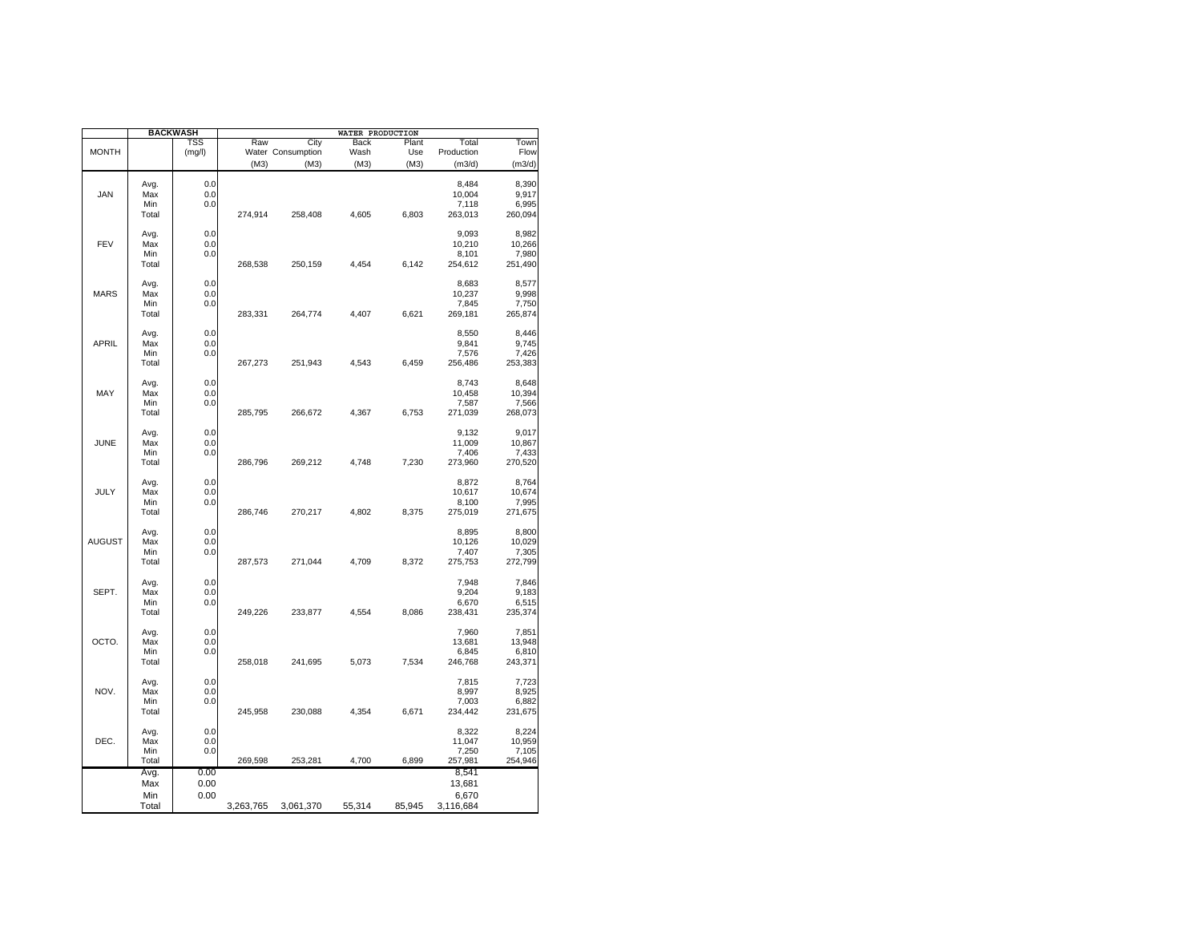| MONTH | | BACKWASH | WATER PRODUCTION | | | | | |
|---|---|---|---|---|---|---|---|---|
| | | TSS (mg/l) | Raw Water (M3) | City Consumption (M3) | Back Wash (M3) | Plant Use (M3) | Total Production (m3/d) | Town Flow (m3/d) |
| JAN | Avg. | 0.0 | | | | | 8,484 | 8,390 |
| | Max | 0.0 | | | | | 10,004 | 9,917 |
| | Min | 0.0 | | | | | 7,118 | 6,995 |
| | Total | | 274,914 | 258,408 | 4,605 | 6,803 | 263,013 | 260,094 |
| FEV | Avg. | 0.0 | | | | | 9,093 | 8,982 |
| | Max | 0.0 | | | | | 10,210 | 10,266 |
| | Min | 0.0 | | | | | 8,101 | 7,980 |
| | Total | | 268,538 | 250,159 | 4,454 | 6,142 | 254,612 | 251,490 |
| MARS | Avg. | 0.0 | | | | | 8,683 | 8,577 |
| | Max | 0.0 | | | | | 10,237 | 9,998 |
| | Min | 0.0 | | | | | 7,845 | 7,750 |
| | Total | | 283,331 | 264,774 | 4,407 | 6,621 | 269,181 | 265,874 |
| APRIL | Avg. | 0.0 | | | | | 8,550 | 8,446 |
| | Max | 0.0 | | | | | 9,841 | 9,745 |
| | Min | 0.0 | | | | | 7,576 | 7,426 |
| | Total | | 267,273 | 251,943 | 4,543 | 6,459 | 256,486 | 253,383 |
| MAY | Avg. | 0.0 | | | | | 8,743 | 8,648 |
| | Max | 0.0 | | | | | 10,458 | 10,394 |
| | Min | 0.0 | | | | | 7,587 | 7,566 |
| | Total | | 285,795 | 266,672 | 4,367 | 6,753 | 271,039 | 268,073 |
| JUNE | Avg. | 0.0 | | | | | 9,132 | 9,017 |
| | Max | 0.0 | | | | | 11,009 | 10,867 |
| | Min | 0.0 | | | | | 7,406 | 7,433 |
| | Total | | 286,796 | 269,212 | 4,748 | 7,230 | 273,960 | 270,520 |
| JULY | Avg. | 0.0 | | | | | 8,872 | 8,764 |
| | Max | 0.0 | | | | | 10,617 | 10,674 |
| | Min | 0.0 | | | | | 8,100 | 7,995 |
| | Total | | 286,746 | 270,217 | 4,802 | 8,375 | 275,019 | 271,675 |
| AUGUST | Avg. | 0.0 | | | | | 8,895 | 8,800 |
| | Max | 0.0 | | | | | 10,126 | 10,029 |
| | Min | 0.0 | | | | | 7,407 | 7,305 |
| | Total | | 287,573 | 271,044 | 4,709 | 8,372 | 275,753 | 272,799 |
| SEPT. | Avg. | 0.0 | | | | | 7,948 | 7,846 |
| | Max | 0.0 | | | | | 9,204 | 9,183 |
| | Min | 0.0 | | | | | 6,670 | 6,515 |
| | Total | | 249,226 | 233,877 | 4,554 | 8,086 | 238,431 | 235,374 |
| OCTO. | Avg. | 0.0 | | | | | 7,960 | 7,851 |
| | Max | 0.0 | | | | | 13,681 | 13,948 |
| | Min | 0.0 | | | | | 6,845 | 6,810 |
| | Total | | 258,018 | 241,695 | 5,073 | 7,534 | 246,768 | 243,371 |
| NOV. | Avg. | 0.0 | | | | | 7,815 | 7,723 |
| | Max | 0.0 | | | | | 8,997 | 8,925 |
| | Min | 0.0 | | | | | 7,003 | 6,882 |
| | Total | | 245,958 | 230,088 | 4,354 | 6,671 | 234,442 | 231,675 |
| DEC. | Avg. | 0.0 | | | | | 8,322 | 8,224 |
| | Max | 0.0 | | | | | 11,047 | 10,959 |
| | Min | 0.0 | | | | | 7,250 | 7,105 |
| | Total | | 269,598 | 253,281 | 4,700 | 6,899 | 257,981 | 254,946 |
| | Avg. | 0.00 | | | | | 8,541 | |
| | Max | 0.00 | | | | | 13,681 | |
| | Min | 0.00 | | | | | 6,670 | |
| | Total | | 3,263,765 | 3,061,370 | 55,314 | 85,945 | 3,116,684 | |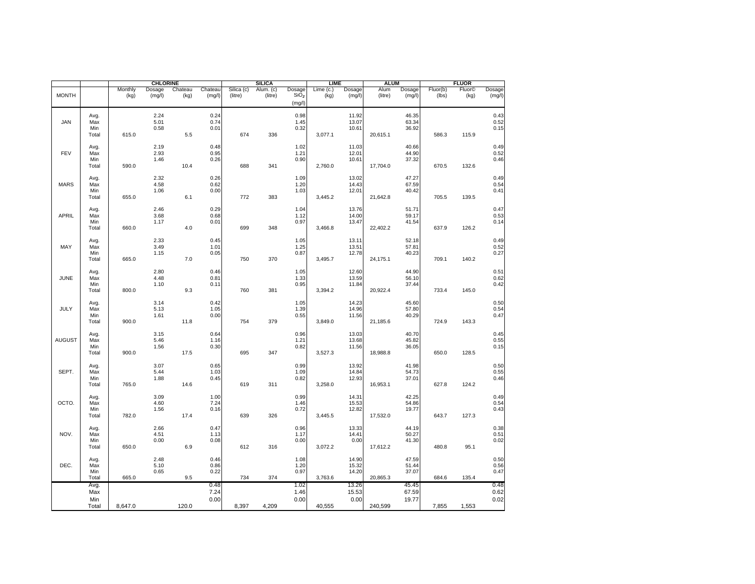| MONTH | | CHLORINE | | | | SILICA | | | LIME | | ALUM | | FLUOR | | |
|---|---|---|---|---|---|---|---|---|---|---|---|---|---|---|---|
| | | Monthly (kg) | Dosage (mg/l) | Chateau (kg) | Chateau (mg/l) | Silica (c) (litre) | Alum. (c) (litre) | Dosage $SiO_2$ (mg/l) | Lime (c.) (kg) | Dosage (mg/l) | Alum (litre) | Dosage (mg/l) | Fluor(b) (lbs) | Fluor© (kg) | Dosage (mg/l) |
| JAN | Avg. | | 2.24 | | 0.24 | | | 0.98 | | 11.92 | | 46.35 | | | 0.43 |
| | Max | | 5.01 | | 0.74 | | | 1.45 | | 13.07 | | 63.34 | | | 0.52 |
| | Min | | 0.58 | | 0.01 | | | 0.32 | | 10.61 | | 36.92 | | | 0.15 |
| | Total | 615.0 | | 5.5 | | 674 | 336 | | 3,077.1 | | 20,615.1 | | 586.3 | 115.9 | |
| FEV | Avg. | | 2.19 | | 0.48 | | | 1.02 | | 11.03 | | 40.66 | | | 0.49 |
| | Max | | 2.93 | | 0.95 | | | 1.21 | | 12.01 | | 44.90 | | | 0.52 |
| | Min | | 1.46 | | 0.26 | | | 0.90 | | 10.61 | | 37.32 | | | 0.46 |
| | Total | 590.0 | | 10.4 | | 688 | 341 | | 2,760.0 | | 17,704.0 | | 670.5 | 132.6 | |
| MARS | Avg. | | 2.32 | | 0.26 | | | 1.09 | | 13.02 | | 47.27 | | | 0.49 |
| | Max | | 4.58 | | 0.62 | | | 1.20 | | 14.43 | | 67.59 | | | 0.54 |
| | Min | | 1.06 | | 0.00 | | | 1.03 | | 12.01 | | 40.42 | | | 0.41 |
| | Total | 655.0 | | 6.1 | | 772 | 383 | | 3,445.2 | | 21,642.8 | | 705.5 | 139.5 | |
| APRIL | Avg. | | 2.46 | | 0.29 | | | 1.04 | | 13.76 | | 51.71 | | | 0.47 |
| | Max | | 3.68 | | 0.68 | | | 1.12 | | 14.00 | | 59.17 | | | 0.53 |
| | Min | | 1.17 | | 0.01 | | | 0.97 | | 13.47 | | 41.54 | | | 0.14 |
| | Total | 660.0 | | 4.0 | | 699 | 348 | | 3,466.8 | | 22,402.2 | | 637.9 | 126.2 | |
| MAY | Avg. | | 2.33 | | 0.45 | | | 1.05 | | 13.11 | | 52.18 | | | 0.49 |
| | Max | | 3.49 | | 1.01 | | | 1.25 | | 13.51 | | 57.81 | | | 0.52 |
| | Min | | 1.15 | | 0.05 | | | 0.87 | | 12.78 | | 40.23 | | | 0.27 |
| | Total | 665.0 | | 7.0 | | 750 | 370 | | 3,495.7 | | 24,175.1 | | 709.1 | 140.2 | |
| JUNE | Avg. | | 2.80 | | 0.46 | | | 1.05 | | 12.60 | | 44.90 | | | 0.51 |
| | Max | | 4.48 | | 0.81 | | | 1.33 | | 13.59 | | 56.10 | | | 0.62 |
| | Min | | 1.10 | | 0.11 | | | 0.95 | | 11.84 | | 37.44 | | | 0.42 |
| | Total | 800.0 | | 9.3 | | 760 | 381 | | 3,394.2 | | 20,922.4 | | 733.4 | 145.0 | |
| JULY | Avg. | | 3.14 | | 0.42 | | | 1.05 | | 14.23 | | 45.60 | | | 0.50 |
| | Max | | 5.13 | | 1.05 | | | 1.39 | | 14.96 | | 57.80 | | | 0.54 |
| | Min | | 1.61 | | 0.00 | | | 0.55 | | 11.56 | | 40.29 | | | 0.47 |
| | Total | 900.0 | | 11.8 | | 754 | 379 | | 3,849.0 | | 21,185.6 | | 724.9 | 143.3 | |
| AUGUST | Avg. | | 3.15 | | 0.64 | | | 0.96 | | 13.03 | | 40.70 | | | 0.45 |
| | Max | | 5.46 | | 1.16 | | | 1.21 | | 13.68 | | 45.82 | | | 0.55 |
| | Min | | 1.56 | | 0.30 | | | 0.82 | | 11.56 | | 36.05 | | | 0.15 |
| | Total | 900.0 | | 17.5 | | 695 | 347 | | 3,527.3 | | 18,988.8 | | 650.0 | 128.5 | |
| SEPT. | Avg. | | 3.07 | | 0.65 | | | 0.99 | | 13.92 | | 41.98 | | | 0.50 |
| | Max | | 5.44 | | 1.03 | | | 1.09 | | 14.84 | | 54.73 | | | 0.55 |
| | Min | | 1.88 | | 0.45 | | | 0.82 | | 12.93 | | 37.01 | | | 0.46 |
| | Total | 765.0 | | 14.6 | | 619 | 311 | | 3,258.0 | | 16,953.1 | | 627.8 | 124.2 | |
| OCTO. | Avg. | | 3.09 | | 1.00 | | | 0.99 | | 14.31 | | 42.25 | | | 0.49 |
| | Max | | 4.60 | | 7.24 | | | 1.46 | | 15.53 | | 54.86 | | | 0.54 |
| | Min | | 1.56 | | 0.16 | | | 0.72 | | 12.82 | | 19.77 | | | 0.43 |
| | Total | 782.0 | | 17.4 | | 639 | 326 | | 3,445.5 | | 17,532.0 | | 643.7 | 127.3 | |
| NOV. | Avg. | | 2.66 | | 0.47 | | | 0.96 | | 13.33 | | 44.19 | | | 0.38 |
| | Max | | 4.51 | | 1.13 | | | 1.17 | | 14.41 | | 50.27 | | | 0.51 |
| | Min | | 0.00 | | 0.08 | | | 0.00 | | 0.00 | | 41.30 | | | 0.02 |
| | Total | 650.0 | | 6.9 | | 612 | 316 | | 3,072.2 | | 17,612.2 | | 480.8 | 95.1 | |
| DEC. | Avg. | | 2.48 | | 0.46 | | | 1.08 | | 14.90 | | 47.59 | | | 0.50 |
| | Max | | 5.10 | | 0.86 | | | 1.20 | | 15.32 | | 51.44 | | | 0.56 |
| | Min | | 0.65 | | 0.22 | | | 0.97 | | 14.20 | | 37.07 | | | 0.47 |
| | Total | 665.0 | | 9.5 | | 734 | 374 | | 3,763.6 | | 20,865.3 | | 684.6 | 135.4 | |
| | Avg. | | | | 0.48 | | | 1.02 | | 13.26 | | 45.45 | | | 0.48 |
| | Max | | | | 7.24 | | | 1.46 | | 15.53 | | 67.59 | | | 0.62 |
| | Min | | | | 0.00 | | | 0.00 | | 0.00 | | 19.77 | | | 0.02 |
| | Total | 8,647.0 | | 120.0 | | 8,397 | 4,209 | | 40,555 | | 240,599 | | 7,855 | 1,553 | |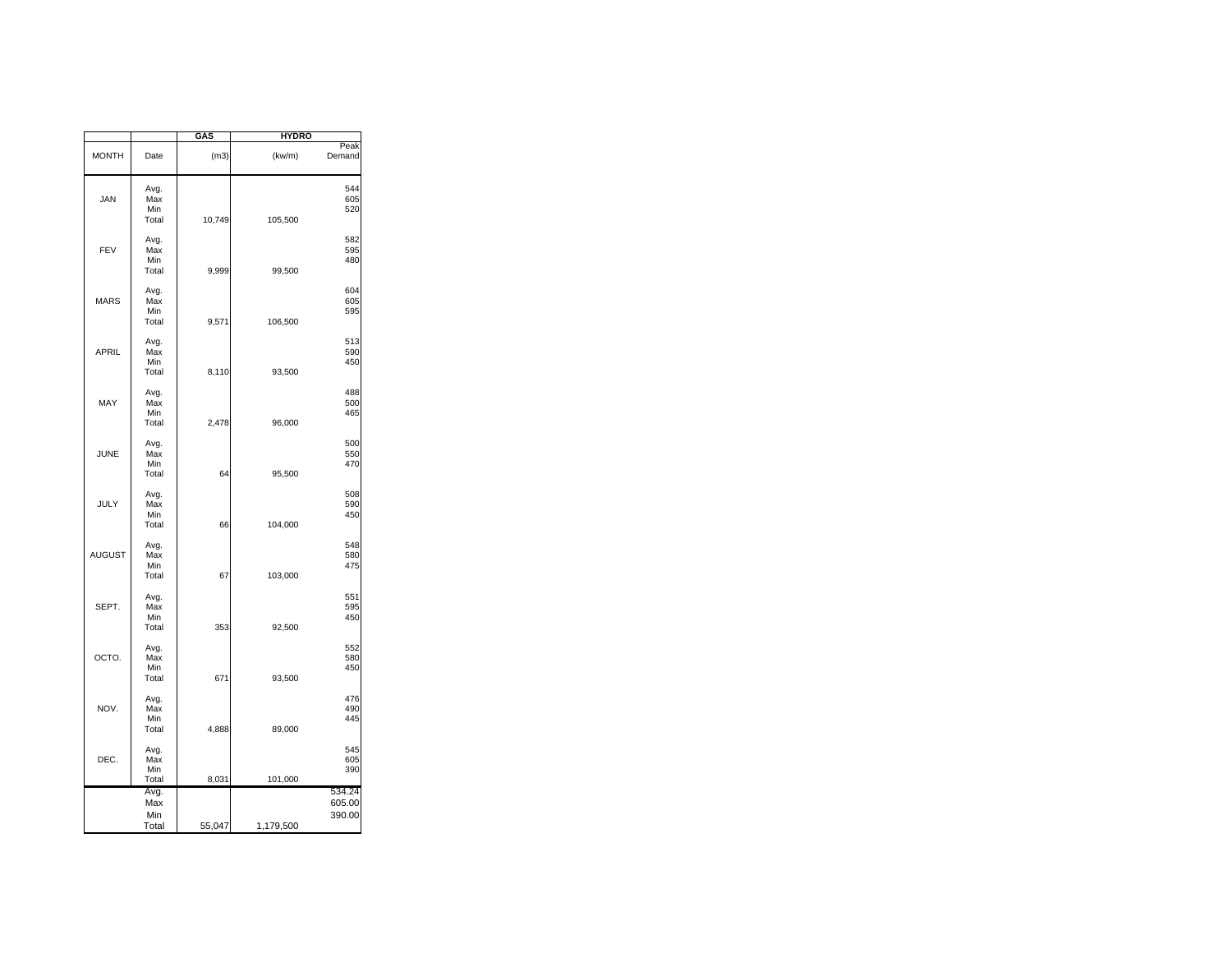| | | GAS | HYDRO | |
|---|---|---|---|---|
| MONTH | Date | (m3) | (kw/m) | Peak Demand |
| JAN | Avg. | | | 544 |
| | Max | | | 605 |
| | Min | | | 520 |
| | Total | 10,749 | 105,500 | |
| FEV | Avg. | | | 582 |
| | Max | | | 595 |
| | Min | | | 480 |
| | Total | 9,999 | 99,500 | |
| MARS | Avg. | | | 604 |
| | Max | | | 605 |
| | Min | | | 595 |
| | Total | 9,571 | 106,500 | |
| APRIL | Avg. | | | 513 |
| | Max | | | 590 |
| | Min | | | 450 |
| | Total | 8,110 | 93,500 | |
| MAY | Avg. | | | 488 |
| | Max | | | 500 |
| | Min | | | 465 |
| | Total | 2,478 | 96,000 | |
| JUNE | Avg. | | | 500 |
| | Max | | | 550 |
| | Min | | | 470 |
| | Total | 64 | 95,500 | |
| JULY | Avg. | | | 508 |
| | Max | | | 590 |
| | Min | | | 450 |
| | Total | 66 | 104,000 | |
| AUGUST | Avg. | | | 548 |
| | Max | | | 580 |
| | Min | | | 475 |
| | Total | 67 | 103,000 | |
| SEPT. | Avg. | | | 551 |
| | Max | | | 595 |
| | Min | | | 450 |
| | Total | 353 | 92,500 | |
| OCTO. | Avg. | | | 552 |
| | Max | | | 580 |
| | Min | | | 450 |
| | Total | 671 | 93,500 | |
| NOV. | Avg. | | | 476 |
| | Max | | | 490 |
| | Min | | | 445 |
| | Total | 4,888 | 89,000 | |
| DEC. | Avg. | | | 545 |
| | Max | | | 605 |
| | Min | | | 390 |
| | Total | 8,031 | 101,000 | |
| | Avg. | | | 534.24 |
| | Max | | | 605.00 |
| | Min | | | 390.00 |
| | Total | 55,047 | 1,179,500 | |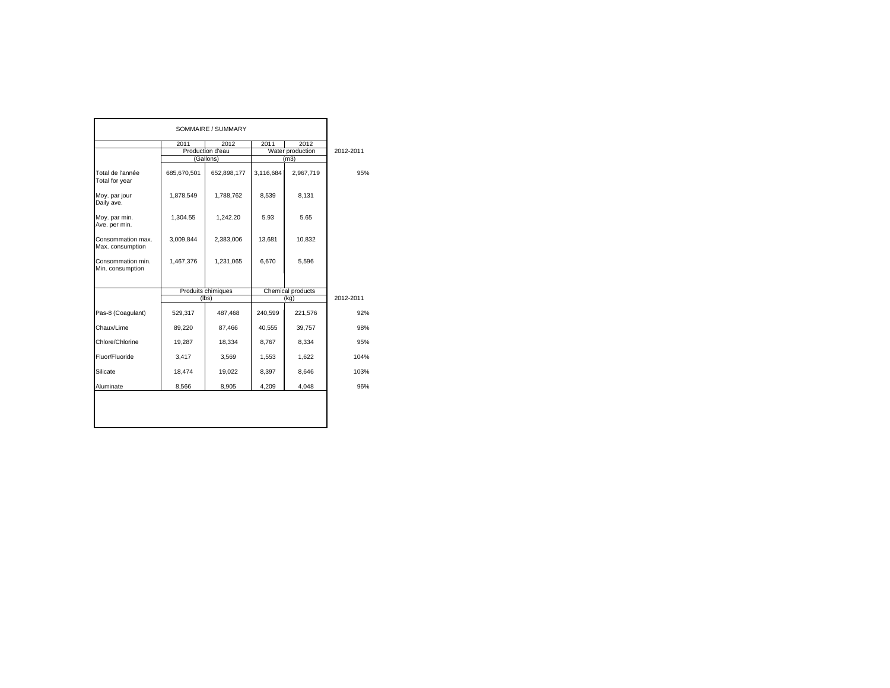SOMMAIRE / SUMMARY

| | 2011 | 2012 | 2011 | 2012 | |
|---|---|---|---|---|---|
| | Production d'eau (Gallons) | | Water production (m3) | | 2012-2011 |
| Total de l'année<br>Total for year | 685,670,501 | 652,898,177 | 3,116,684 | 2,967,719 | 95% |
| Moy. par jour<br>Daily ave. | 1,878,549 | 1,788,762 | 8,539 | 8,131 | |
| Moy. par min.<br>Ave. per min. | 1,304.55 | 1,242.20 | 5.93 | 5.65 | |
| Consommation max.<br>Max. consumption | 3,009,844 | 2,383,006 | 13,681 | 10,832 | |
| Consommation min.<br>Min. consumption | 1,467,376 | 1,231,065 | 6,670 | 5,596 | |
| | Produits chimiques (lbs) | | Chemical products (kg) | | 2012-2011 |
| Pas-8 (Coagulant) | 529,317 | 487,468 | 240,599 | 221,576 | 92% |
| Chaux/Lime | 89,220 | 87,466 | 40,555 | 39,757 | 98% |
| Chlore/Chlorine | 19,287 | 18,334 | 8,767 | 8,334 | 95% |
| Fluor/Fluoride | 3,417 | 3,569 | 1,553 | 1,622 | 104% |
| Silicate | 18,474 | 19,022 | 8,397 | 8,646 | 103% |
| Aluminate | 8,566 | 8,905 | 4,209 | 4,048 | 96% |